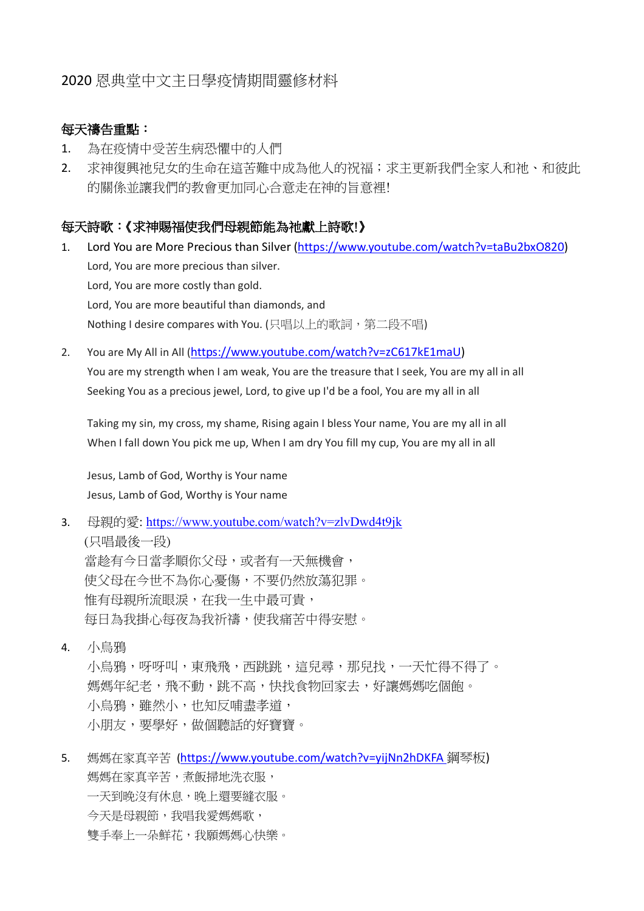2020 恩典堂中文主日學疫情期間靈修材料

**每天禱告重點：**

1. 為在疫情中受苦生病恐懼中的人們
2. 求神復興祂兒女的生命在這苦難中成為他人的祝福；求主更新我們全家人和祂、和彼此的關係並讓我們的教會更加同心合意走在神的旨意裡!

**每天詩歌：《求神賜福使我們母親節能為祂獻上詩歌!》**

1. Lord You are More Precious than Silver (https://www.youtube.com/watch?v=taBu2bxO820)
   Lord, You are more precious than silver.
   Lord, You are more costly than gold.
   Lord, You are more beautiful than diamonds, and
   Nothing I desire compares with You. (只唱以上的歌詞，第二段不唱)

2. You are My All in All (https://www.youtube.com/watch?v=zC617kE1maU)
   You are my strength when I am weak, You are the treasure that I seek, You are my all in all
   Seeking You as a precious jewel, Lord, to give up I'd be a fool, You are my all in all

   Taking my sin, my cross, my shame, Rising again I bless Your name, You are my all in all
   When I fall down You pick me up, When I am dry You fill my cup, You are my all in all

   Jesus, Lamb of God, Worthy is Your name
   Jesus, Lamb of God, Worthy is Your name

3. 母親的愛: https://www.youtube.com/watch?v=zlvDwd4t9jk
   (只唱最後一段)
   當趁有今日當孝順你父母，或者有一天無機會，
   使父母在今世不為你心憂傷，不要仍然放蕩犯罪。
   惟有母親所流眼淚，在我一生中最可貴，
   每日為我掛心每夜為我祈禱，使我痛苦中得安慰。

4. 小烏鴉
   小烏鴉，呀呀叫，東飛飛，西跳跳，這兒尋，那兒找，一天忙得不得了。
   媽媽年紀老，飛不動，跳不高，快找食物回家去，好讓媽媽吃個飽。
   小烏鴉，雖然小，也知反哺盡孝道，
   小朋友，要學好，做個聽話的好寶寶。

5. 媽媽在家真辛苦 (https://www.youtube.com/watch?v=yijNn2hDKFA 鋼琴板)
   媽媽在家真辛苦，煮飯掃地洗衣服，
   一天到晚沒有休息，晚上還要縫衣服。
   今天是母親節，我唱我愛媽媽歌，
   雙手奉上一朵鮮花，我願媽媽心快樂。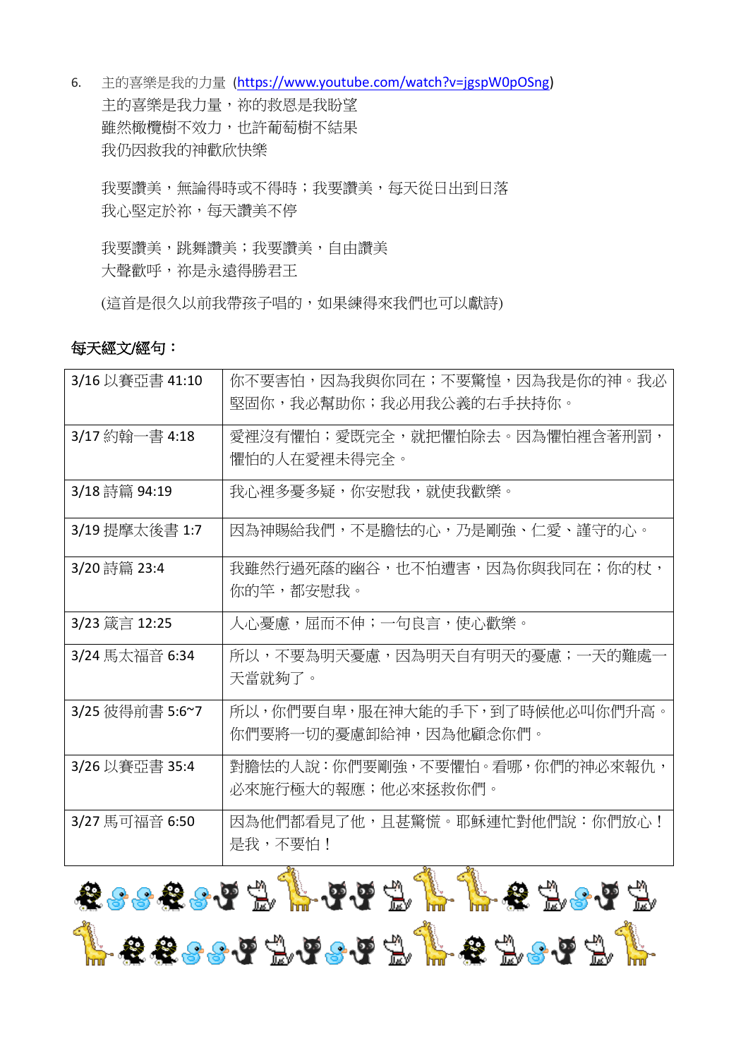6. 主的喜樂是我的力量 (https://www.youtube.com/watch?v=jgspW0pOSng)
   主的喜樂是我力量，祢的救恩是我盼望
   雖然橄欖樹不效力，也許葡萄樹不結果
   我仍因救我的神歡欣快樂

   我要讚美，無論得時或不得時；我要讚美，每天從日出到日落
   我心堅定於祢，每天讚美不停

   我要讚美，跳舞讚美；我要讚美，自由讚美
   大聲歡呼，祢是永遠得勝君王

   (這首是很久以前我帶孩子唱的，如果練得來我們也可以獻詩)

**每天經文/經句：**

| | |
|---|---|
| 3/16 以賽亞書 41:10 | 你不要害怕，因為我與你同在；不要驚惶，因為我是你的神。我必堅固你，我必幫助你；我必用我公義的右手扶持你。 |
| 3/17 約翰一書 4:18 | 愛裡沒有懼怕；愛既完全，就把懼怕除去。因為懼怕裡含著刑罰，懼怕的人在愛裡未得完全。 |
| 3/18 詩篇 94:19 | 我心裡多憂多疑，你安慰我，就使我歡樂。 |
| 3/19 提摩太後書 1:7 | 因為神賜給我們，不是膽怯的心，乃是剛強、仁愛、謹守的心。 |
| 3/20 詩篇 23:4 | 我雖然行過死蔭的幽谷，也不怕遭害，因為你與我同在；你的杖，你的竿，都安慰我。 |
| 3/23 箴言 12:25 | 人心憂慮，屈而不伸；一句良言，使心歡樂。 |
| 3/24 馬太福音 6:34 | 所以，不要為明天憂慮，因為明天自有明天的憂慮；一天的難處一天當就夠了。 |
| 3/25 彼得前書 5:6~7 | 所以，你們要自卑，服在神大能的手下，到了時候他必叫你們升高。你們要將一切的憂慮卸給神，因為他顧念你們。 |
| 3/26 以賽亞書 35:4 | 對膽怯的人說：你們要剛強，不要懼怕。看哪，你們的神必來報仇，必來施行極大的報應；他必來拯救你們。 |
| 3/27 馬可福音 6:50 | 因為他們都看見了他，且甚驚慌。耶穌連忙對他們說：你們放心！是我，不要怕！ |